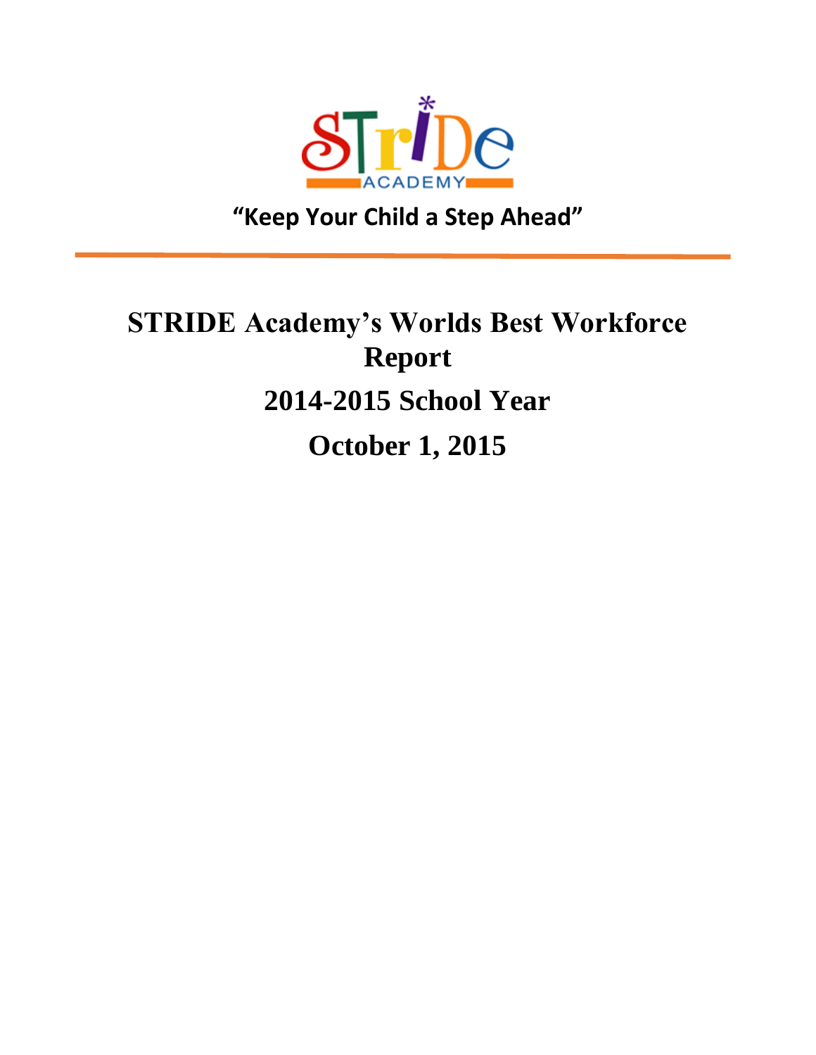STRIDE ACADEMY

**"Keep Your Child a Step Ahead"**

# STRIDE Academy's Worlds Best Workforce Report

# 2014-2015 School Year

# October 1, 2015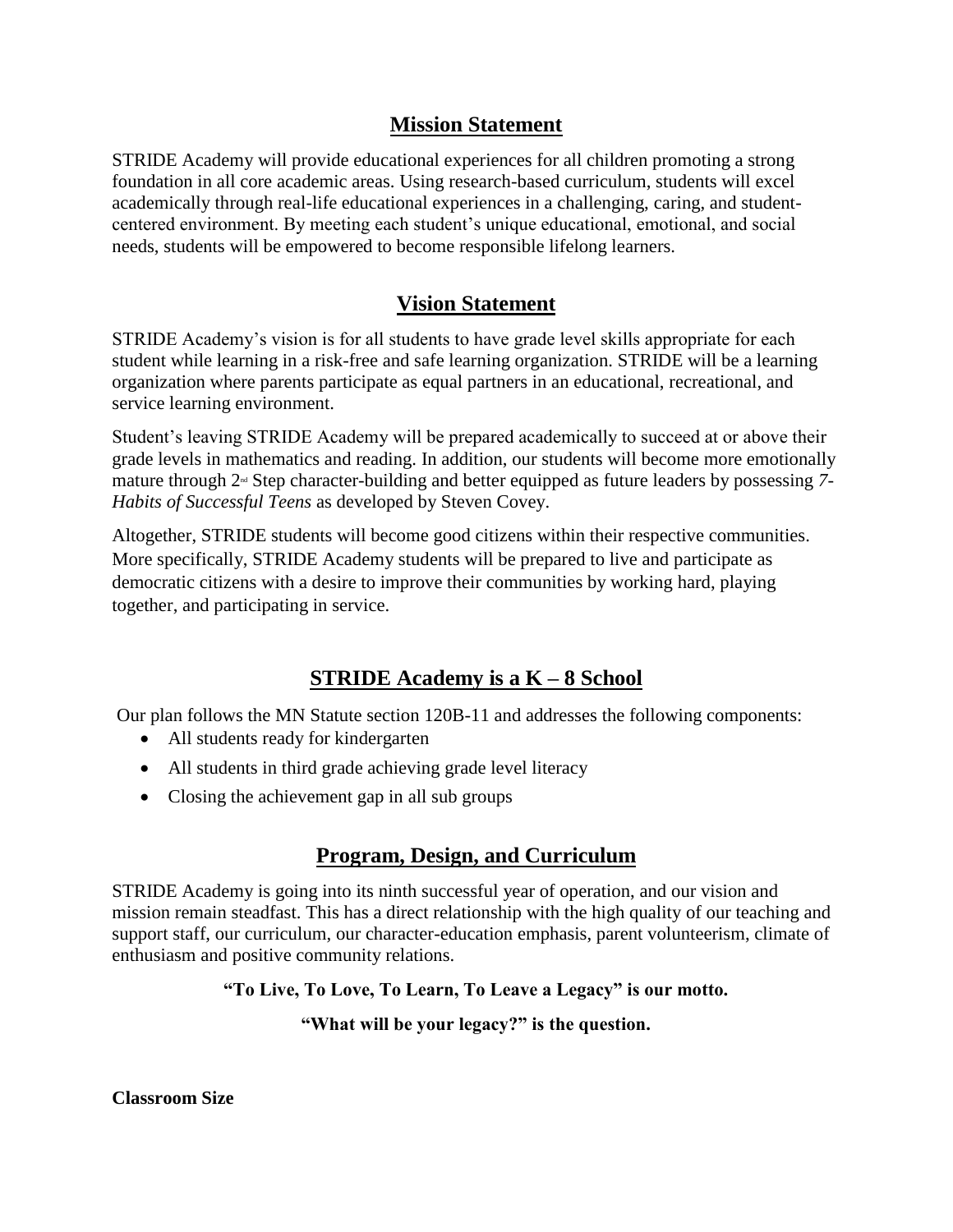## Mission Statement

STRIDE Academy will provide educational experiences for all children promoting a strong foundation in all core academic areas. Using research-based curriculum, students will excel academically through real-life educational experiences in a challenging, caring, and student-centered environment. By meeting each student's unique educational, emotional, and social needs, students will be empowered to become responsible lifelong learners.

## Vision Statement

STRIDE Academy's vision is for all students to have grade level skills appropriate for each student while learning in a risk-free and safe learning organization. STRIDE will be a learning organization where parents participate as equal partners in an educational, recreational, and service learning environment.

Student's leaving STRIDE Academy will be prepared academically to succeed at or above their grade levels in mathematics and reading. In addition, our students will become more emotionally mature through 2nd Step character-building and better equipped as future leaders by possessing *7-Habits of Successful Teens* as developed by Steven Covey.

Altogether, STRIDE students will become good citizens within their respective communities. More specifically, STRIDE Academy students will be prepared to live and participate as democratic citizens with a desire to improve their communities by working hard, playing together, and participating in service.

## STRIDE Academy is a K – 8 School

Our plan follows the MN Statute section 120B-11 and addresses the following components:

- All students ready for kindergarten
- All students in third grade achieving grade level literacy
- Closing the achievement gap in all sub groups

## Program, Design, and Curriculum

STRIDE Academy is going into its ninth successful year of operation, and our vision and mission remain steadfast. This has a direct relationship with the high quality of our teaching and support staff, our curriculum, our character-education emphasis, parent volunteerism, climate of enthusiasm and positive community relations.

**"To Live, To Love, To Learn, To Leave a Legacy" is our motto.**

**"What will be your legacy?" is the question.**

**Classroom Size**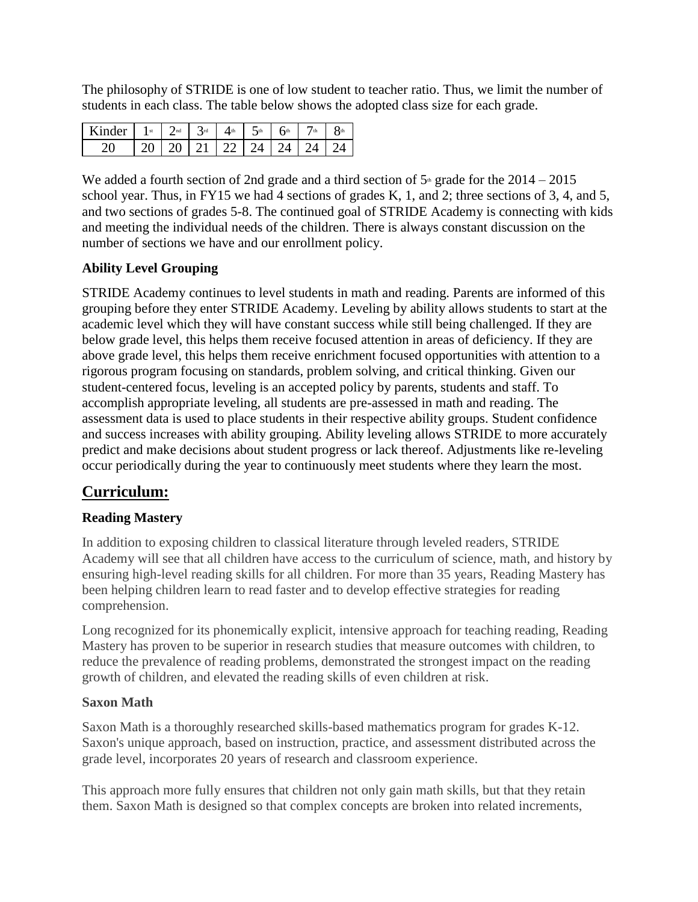The philosophy of STRIDE is one of low student to teacher ratio. Thus, we limit the number of students in each class. The table below shows the adopted class size for each grade.

| Kinder | 1st | 2nd | 3rd | 4th | 5th | 6th | 7th | 8th |
|---|---|---|---|---|---|---|---|---|
| 20 | 20 | 20 | 21 | 22 | 24 | 24 | 24 | 24 |

We added a fourth section of 2nd grade and a third section of 5th grade for the 2014 – 2015 school year. Thus, in FY15 we had 4 sections of grades K, 1, and 2; three sections of 3, 4, and 5, and two sections of grades 5-8. The continued goal of STRIDE Academy is connecting with kids and meeting the individual needs of the children. There is always constant discussion on the number of sections we have and our enrollment policy.

**Ability Level Grouping**

STRIDE Academy continues to level students in math and reading. Parents are informed of this grouping before they enter STRIDE Academy. Leveling by ability allows students to start at the academic level which they will have constant success while still being challenged. If they are below grade level, this helps them receive focused attention in areas of deficiency. If they are above grade level, this helps them receive enrichment focused opportunities with attention to a rigorous program focusing on standards, problem solving, and critical thinking. Given our student-centered focus, leveling is an accepted policy by parents, students and staff. To accomplish appropriate leveling, all students are pre-assessed in math and reading. The assessment data is used to place students in their respective ability groups. Student confidence and success increases with ability grouping. Ability leveling allows STRIDE to more accurately predict and make decisions about student progress or lack thereof. Adjustments like re-leveling occur periodically during the year to continuously meet students where they learn the most.

## Curriculum:

**Reading Mastery**

In addition to exposing children to classical literature through leveled readers, STRIDE Academy will see that all children have access to the curriculum of science, math, and history by ensuring high-level reading skills for all children. For more than 35 years, Reading Mastery has been helping children learn to read faster and to develop effective strategies for reading comprehension.

Long recognized for its phonemically explicit, intensive approach for teaching reading, Reading Mastery has proven to be superior in research studies that measure outcomes with children, to reduce the prevalence of reading problems, demonstrated the strongest impact on the reading growth of children, and elevated the reading skills of even children at risk.

**Saxon Math**

Saxon Math is a thoroughly researched skills-based mathematics program for grades K-12. Saxon's unique approach, based on instruction, practice, and assessment distributed across the grade level, incorporates 20 years of research and classroom experience.

This approach more fully ensures that children not only gain math skills, but that they retain them. Saxon Math is designed so that complex concepts are broken into related increments,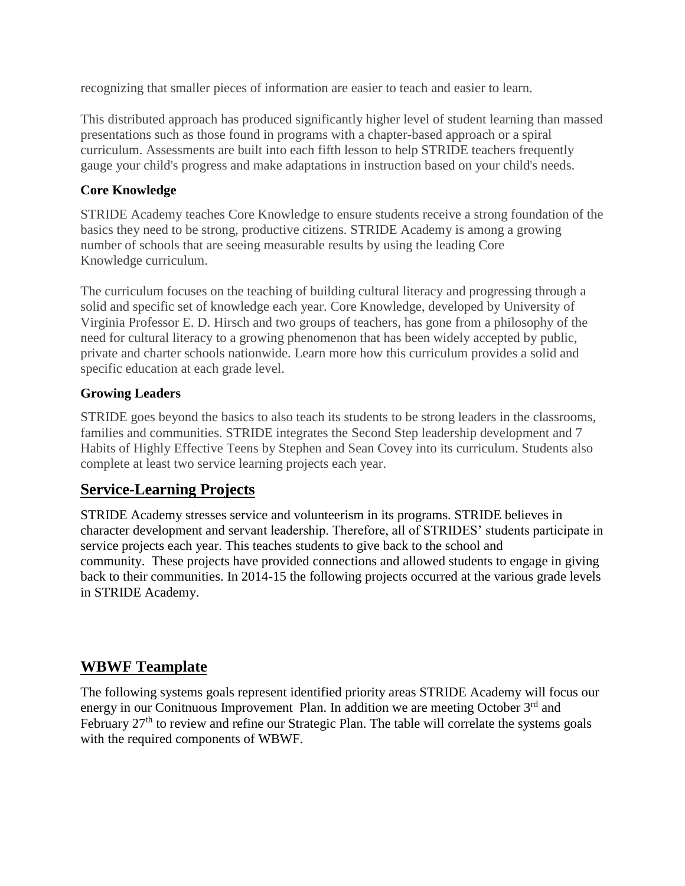recognizing that smaller pieces of information are easier to teach and easier to learn.

This distributed approach has produced significantly higher level of student learning than massed presentations such as those found in programs with a chapter-based approach or a spiral curriculum. Assessments are built into each fifth lesson to help STRIDE teachers frequently gauge your child's progress and make adaptations in instruction based on your child's needs.

### Core Knowledge

STRIDE Academy teaches Core Knowledge to ensure students receive a strong foundation of the basics they need to be strong, productive citizens. STRIDE Academy is among a growing number of schools that are seeing measurable results by using the leading Core Knowledge curriculum.

The curriculum focuses on the teaching of building cultural literacy and progressing through a solid and specific set of knowledge each year. Core Knowledge, developed by University of Virginia Professor E. D. Hirsch and two groups of teachers, has gone from a philosophy of the need for cultural literacy to a growing phenomenon that has been widely accepted by public, private and charter schools nationwide. Learn more how this curriculum provides a solid and specific education at each grade level.

### Growing Leaders

STRIDE goes beyond the basics to also teach its students to be strong leaders in the classrooms, families and communities. STRIDE integrates the Second Step leadership development and 7 Habits of Highly Effective Teens by Stephen and Sean Covey into its curriculum. Students also complete at least two service learning projects each year.

## Service-Learning Projects

STRIDE Academy stresses service and volunteerism in its programs. STRIDE believes in character development and servant leadership. Therefore, all of STRIDES' students participate in service projects each year. This teaches students to give back to the school and community. These projects have provided connections and allowed students to engage in giving back to their communities. In 2014-15 the following projects occurred at the various grade levels in STRIDE Academy.

## WBWF Teamplate

The following systems goals represent identified priority areas STRIDE Academy will focus our energy in our Conitnuous Improvement Plan. In addition we are meeting October 3rd and February 27th to review and refine our Strategic Plan. The table will correlate the systems goals with the required components of WBWF.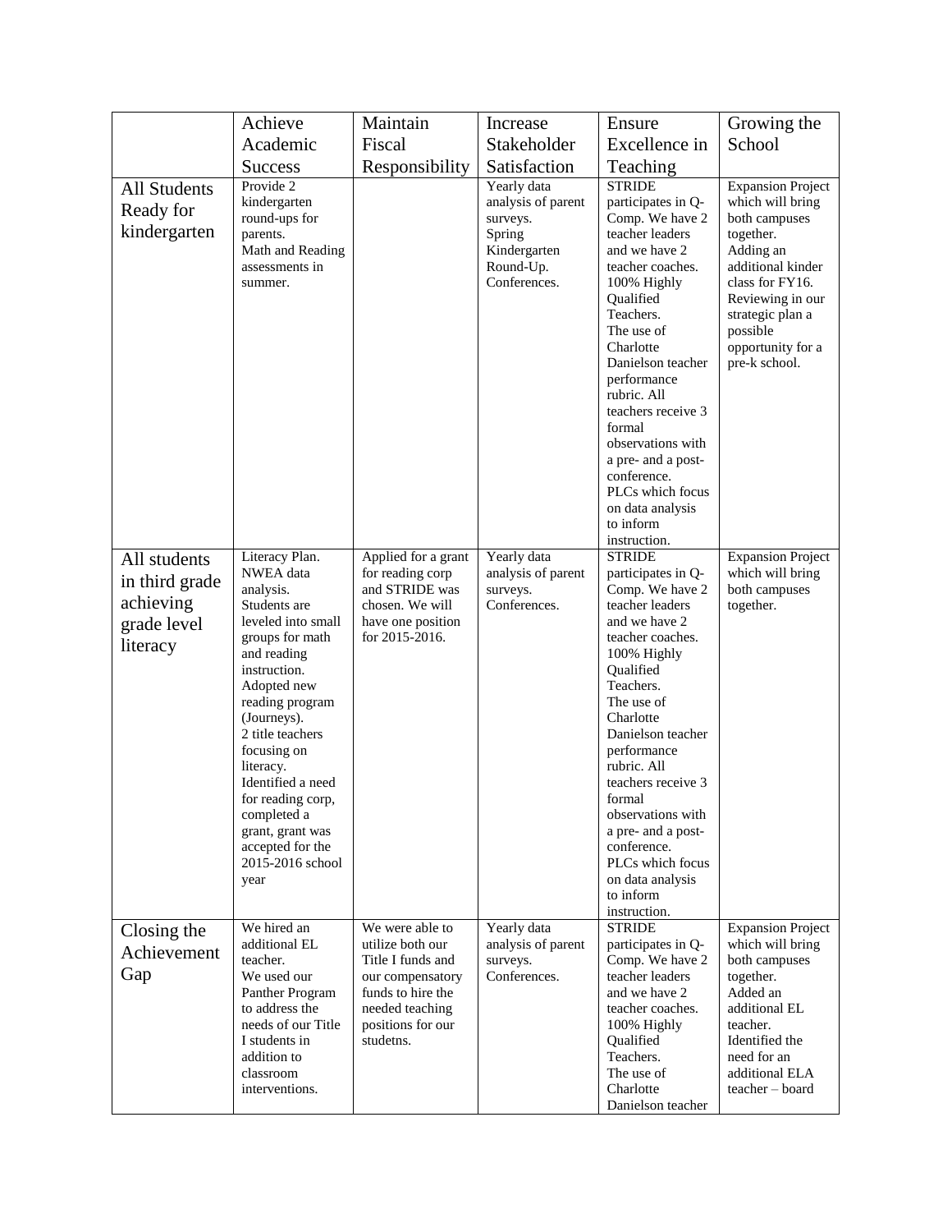| | Achieve Academic Success | Maintain Fiscal Responsibility | Increase Stakeholder Satisfaction | Ensure Excellence in Teaching | Growing the School |
|---|---|---|---|---|---|
| All Students Ready for kindergarten | Provide 2 kindergarten round-ups for parents.<br>Math and Reading assessments in summer. | | Yearly data analysis of parent surveys.<br>Spring Kindergarten Round-Up.<br>Conferences. | STRIDE participates in Q-Comp. We have 2 teacher leaders and we have 2 teacher coaches.<br>100% Highly Qualified Teachers.<br>The use of Charlotte Danielson teacher performance rubric. All teachers receive 3 formal observations with a pre- and a post-conference.<br>PLCs which focus on data analysis to inform instruction. | Expansion Project which will bring both campuses together.<br>Adding an additional kinder class for FY16.<br>Reviewing in our strategic plan a possible opportunity for a pre-k school. |
| All students in third grade achieving grade level literacy | Literacy Plan.<br>NWEA data analysis.<br>Students are leveled into small groups for math and reading instruction.<br>Adopted new reading program (Journeys).<br>2 title teachers focusing on literacy.<br>Identified a need for reading corp, completed a grant, grant was accepted for the 2015-2016 school year | Applied for a grant for reading corp and STRIDE was chosen. We will have one position for 2015-2016. | Yearly data analysis of parent surveys.<br>Conferences. | STRIDE participates in Q-Comp. We have 2 teacher leaders and we have 2 teacher coaches.<br>100% Highly Qualified Teachers.<br>The use of Charlotte Danielson teacher performance rubric. All teachers receive 3 formal observations with a pre- and a post-conference.<br>PLCs which focus on data analysis to inform instruction. | Expansion Project which will bring both campuses together. |
| Closing the Achievement Gap | We hired an additional EL teacher.<br>We used our Panther Program to address the needs of our Title I students in addition to classroom interventions. | We were able to utilize both our Title I funds and our compensatory funds to hire the needed teaching positions for our studetns. | Yearly data analysis of parent surveys.<br>Conferences. | STRIDE participates in Q-Comp. We have 2 teacher leaders and we have 2 teacher coaches.<br>100% Highly Qualified Teachers.<br>The use of Charlotte Danielson teacher | Expansion Project which will bring both campuses together.<br>Added an additional EL teacher.<br>Identified the need for an additional ELA teacher – board |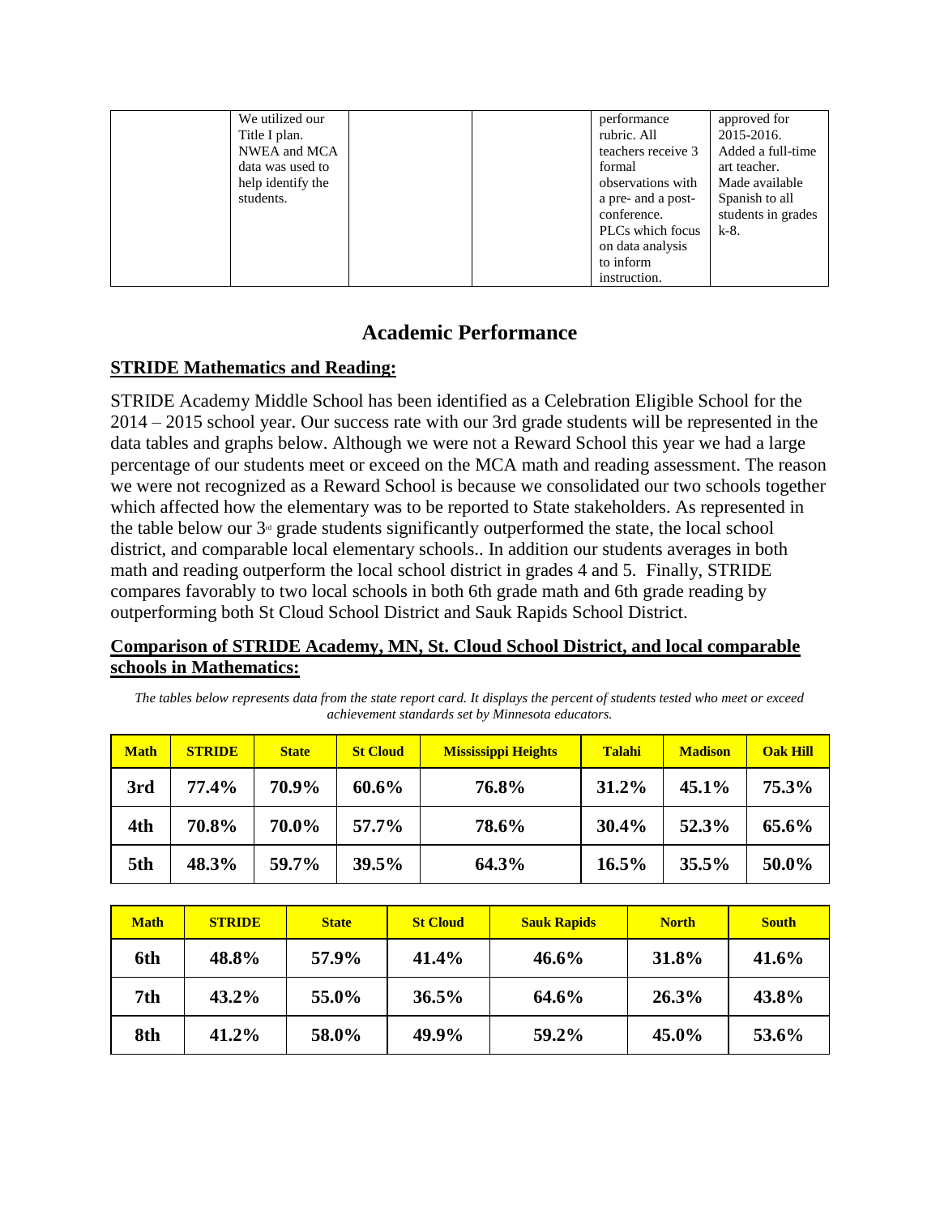| | We utilized our Title I plan. NWEA and MCA data was used to help identify the students. | | | performance rubric. All teachers receive 3 formal observations with a pre- and a post-conference. PLCs which focus on data analysis to inform instruction. | approved for 2015-2016. Added a full-time art teacher. Made available Spanish to all students in grades k-8. |
|---|---|---|---|---|---|

## Academic Performance

### STRIDE Mathematics and Reading:

STRIDE Academy Middle School has been identified as a Celebration Eligible School for the 2014 – 2015 school year. Our success rate with our 3rd grade students will be represented in the data tables and graphs below. Although we were not a Reward School this year we had a large percentage of our students meet or exceed on the MCA math and reading assessment. The reason we were not recognized as a Reward School is because we consolidated our two schools together which affected how the elementary was to be reported to State stakeholders. As represented in the table below our 3rd grade students significantly outperformed the state, the local school district, and comparable local elementary schools.. In addition our students averages in both math and reading outperform the local school district in grades 4 and 5. Finally, STRIDE compares favorably to two local schools in both 6th grade math and 6th grade reading by outperforming both St Cloud School District and Sauk Rapids School District.

### Comparison of STRIDE Academy, MN, St. Cloud School District, and local comparable schools in Mathematics:

*The tables below represents data from the state report card. It displays the percent of students tested who meet or exceed achievement standards set by Minnesota educators.*

| Math | STRIDE | State | St Cloud | Mississippi Heights | Talahi | Madison | Oak Hill |
|---|---|---|---|---|---|---|---|
| 3rd | 77.4% | 70.9% | 60.6% | 76.8% | 31.2% | 45.1% | 75.3% |
| 4th | 70.8% | 70.0% | 57.7% | 78.6% | 30.4% | 52.3% | 65.6% |
| 5th | 48.3% | 59.7% | 39.5% | 64.3% | 16.5% | 35.5% | 50.0% |

| Math | STRIDE | State | St Cloud | Sauk Rapids | North | South |
|---|---|---|---|---|---|---|
| 6th | 48.8% | 57.9% | 41.4% | 46.6% | 31.8% | 41.6% |
| 7th | 43.2% | 55.0% | 36.5% | 64.6% | 26.3% | 43.8% |
| 8th | 41.2% | 58.0% | 49.9% | 59.2% | 45.0% | 53.6% |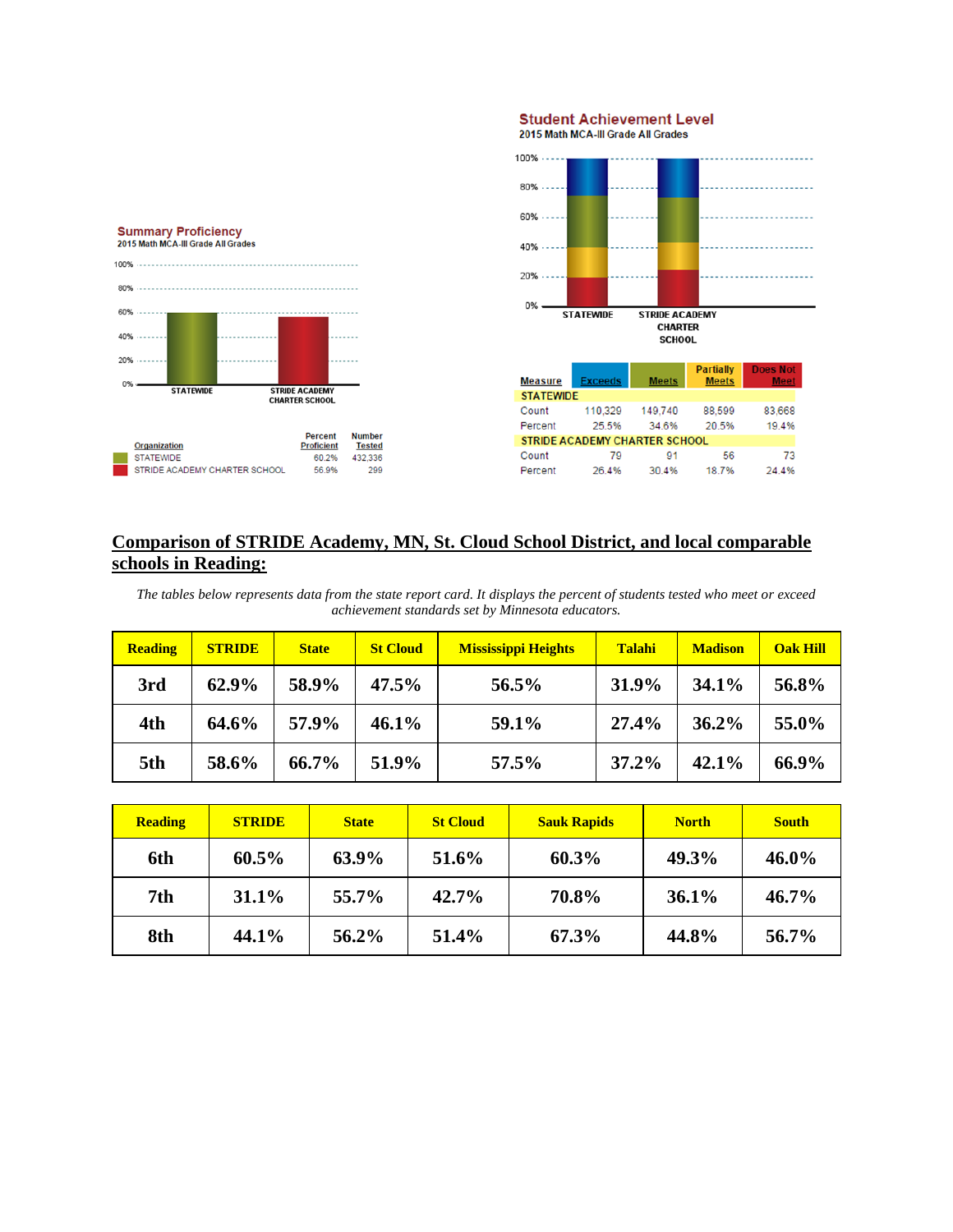**Summary Proficiency**
2015 Math MCA-III Grade All Grades

| Organization | Percent Proficient | Number Tested |
|---|---|---|
| STATEWIDE | 60.2% | 432,336 |
| STRIDE ACADEMY CHARTER SCHOOL | 56.9% | 299 |

**Student Achievement Level**
2015 Math MCA-III Grade All Grades

| Measure | Exceeds | Meets | Partially Meets | Does Not Meet |
|---|---|---|---|---|
| **STATEWIDE** | | | | |
| Count | 110,329 | 149,740 | 88,599 | 83,668 |
| Percent | 25.5% | 34.6% | 20.5% | 19.4% |
| **STRIDE ACADEMY CHARTER SCHOOL** | | | | |
| Count | 79 | 91 | 56 | 73 |
| Percent | 26.4% | 30.4% | 18.7% | 24.4% |

## Comparison of STRIDE Academy, MN, St. Cloud School District, and local comparable schools in Reading:

*The tables below represents data from the state report card. It displays the percent of students tested who meet or exceed achievement standards set by Minnesota educators.*

| Reading | STRIDE | State | St Cloud | Mississippi Heights | Talahi | Madison | Oak Hill |
|---|---|---|---|---|---|---|---|
| 3rd | 62.9% | 58.9% | 47.5% | 56.5% | 31.9% | 34.1% | 56.8% |
| 4th | 64.6% | 57.9% | 46.1% | 59.1% | 27.4% | 36.2% | 55.0% |
| 5th | 58.6% | 66.7% | 51.9% | 57.5% | 37.2% | 42.1% | 66.9% |

| Reading | STRIDE | State | St Cloud | Sauk Rapids | North | South |
|---|---|---|---|---|---|---|
| 6th | 60.5% | 63.9% | 51.6% | 60.3% | 49.3% | 46.0% |
| 7th | 31.1% | 55.7% | 42.7% | 70.8% | 36.1% | 46.7% |
| 8th | 44.1% | 56.2% | 51.4% | 67.3% | 44.8% | 56.7% |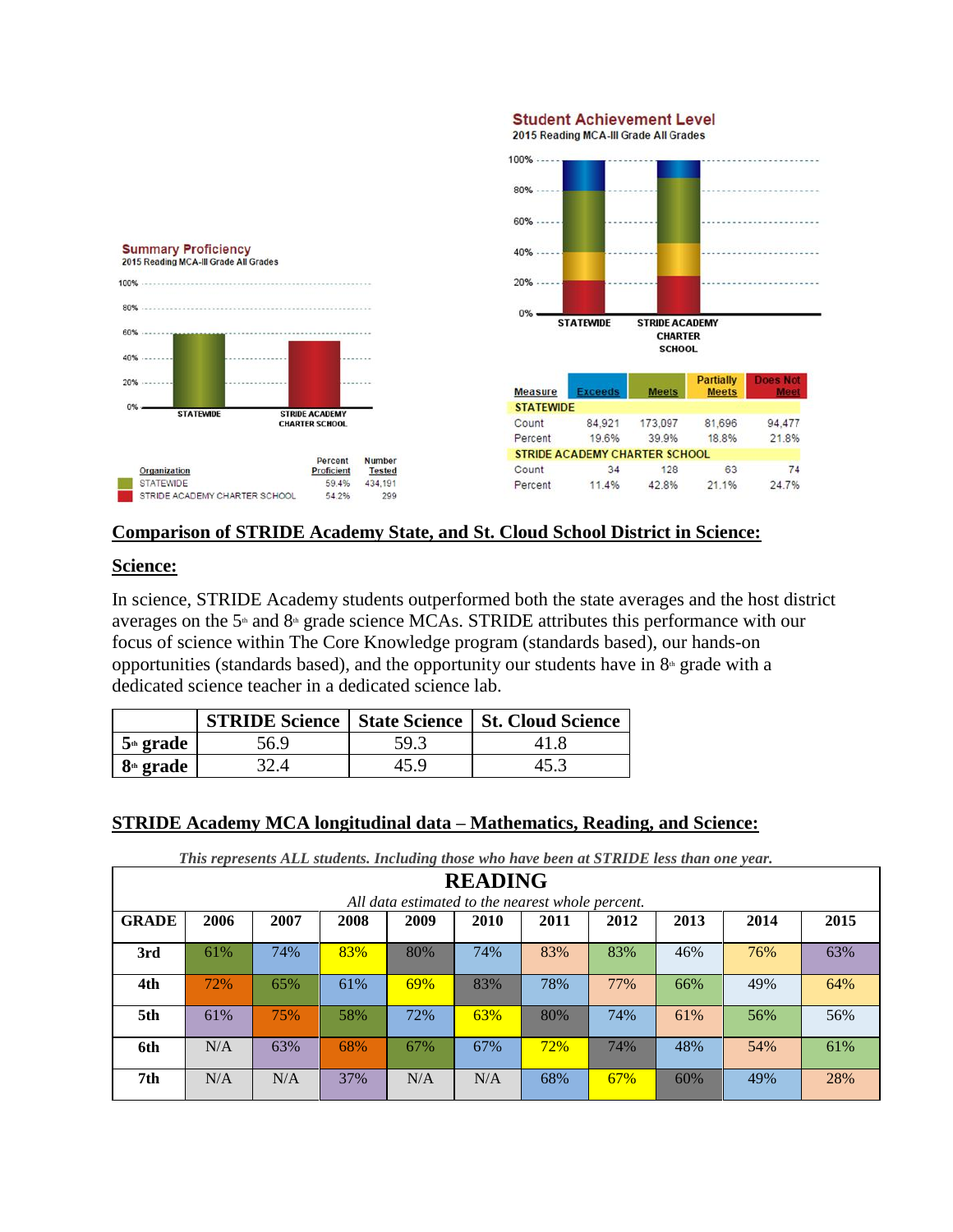**Student Achievement Level**
2015 Reading MCA-III Grade All Grades

**Summary Proficiency**
2015 Reading MCA-III Grade All Grades

| Organization | Percent Proficient | Number Tested |
|---|---|---|
| STATEWIDE | 59.4% | 434,191 |
| STRIDE ACADEMY CHARTER SCHOOL | 54.2% | 299 |

| Measure | Exceeds | Meets | Partially Meets | Does Not Meet |
|---|---|---|---|---|
| **STATEWIDE** | | | | |
| Count | 84,921 | 173,097 | 81,696 | 94,477 |
| Percent | 19.6% | 39.9% | 18.8% | 21.8% |
| **STRIDE ACADEMY CHARTER SCHOOL** | | | | |
| Count | 34 | 128 | 63 | 74 |
| Percent | 11.4% | 42.8% | 21.1% | 24.7% |

## Comparison of STRIDE Academy State, and St. Cloud School District in Science:

### Science:

In science, STRIDE Academy students outperformed both the state averages and the host district averages on the 5th and 8th grade science MCAs. STRIDE attributes this performance with our focus of science within The Core Knowledge program (standards based), our hands-on opportunities (standards based), and the opportunity our students have in 8th grade with a dedicated science teacher in a dedicated science lab.

| | STRIDE Science | State Science | St. Cloud Science |
|---|---|---|---|
| **5th grade** | 56.9 | 59.3 | 41.8 |
| **8th grade** | 32.4 | 45.9 | 45.3 |

## STRIDE Academy MCA longitudinal data – Mathematics, Reading, and Science:

*This represents ALL students. Including those who have been at STRIDE less than one year.*

**READING**

*All data estimated to the nearest whole percent.*

| GRADE | 2006 | 2007 | 2008 | 2009 | 2010 | 2011 | 2012 | 2013 | 2014 | 2015 |
|---|---|---|---|---|---|---|---|---|---|---|
| **3rd** | 61% | 74% | 83% | 80% | 74% | 83% | 83% | 46% | 76% | 63% |
| **4th** | 72% | 65% | 61% | 69% | 83% | 78% | 77% | 66% | 49% | 64% |
| **5th** | 61% | 75% | 58% | 72% | 63% | 80% | 74% | 61% | 56% | 56% |
| **6th** | N/A | 63% | 68% | 67% | 67% | 72% | 74% | 48% | 54% | 61% |
| **7th** | N/A | N/A | 37% | N/A | N/A | 68% | 67% | 60% | 49% | 28% |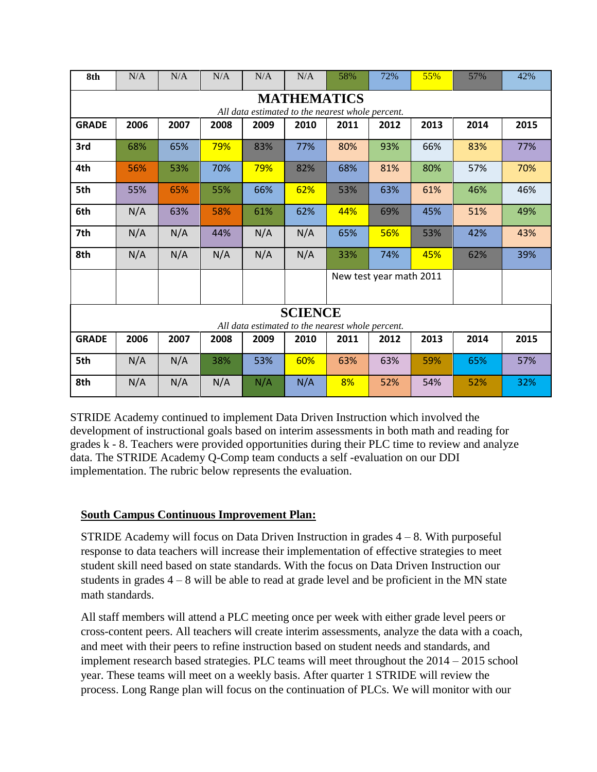| 8th | N/A | N/A | N/A | N/A | N/A | 58% | 72% | 55% | 57% | 42% |
|---|---|---|---|---|---|---|---|---|---|---|

## MATHEMATICS

*All data estimated to the nearest whole percent.*

| GRADE | 2006 | 2007 | 2008 | 2009 | 2010 | 2011 | 2012 | 2013 | 2014 | 2015 |
|---|---|---|---|---|---|---|---|---|---|---|
| 3rd | 68% | 65% | 79% | 83% | 77% | 80% | 93% | 66% | 83% | 77% |
| 4th | 56% | 53% | 70% | 79% | 82% | 68% | 81% | 80% | 57% | 70% |
| 5th | 55% | 65% | 55% | 66% | 62% | 53% | 63% | 61% | 46% | 46% |
| 6th | N/A | 63% | 58% | 61% | 62% | 44% | 69% | 45% | 51% | 49% |
| 7th | N/A | N/A | 44% | N/A | N/A | 65% | 56% | 53% | 42% | 43% |
| 8th | N/A | N/A | N/A | N/A | N/A | 33% | 74% | 45% | 62% | 39% |
| | | | | | | New test year math 2011 | | | | |

## SCIENCE

*All data estimated to the nearest whole percent.*

| GRADE | 2006 | 2007 | 2008 | 2009 | 2010 | 2011 | 2012 | 2013 | 2014 | 2015 |
|---|---|---|---|---|---|---|---|---|---|---|
| 5th | N/A | N/A | 38% | 53% | 60% | 63% | 63% | 59% | 65% | 57% |
| 8th | N/A | N/A | N/A | N/A | N/A | 8% | 52% | 54% | 52% | 32% |

STRIDE Academy continued to implement Data Driven Instruction which involved the development of instructional goals based on interim assessments in both math and reading for grades k - 8. Teachers were provided opportunities during their PLC time to review and analyze data. The STRIDE Academy Q-Comp team conducts a self -evaluation on our DDI implementation. The rubric below represents the evaluation.

**South Campus Continuous Improvement Plan:**

STRIDE Academy will focus on Data Driven Instruction in grades 4 – 8. With purposeful response to data teachers will increase their implementation of effective strategies to meet student skill need based on state standards. With the focus on Data Driven Instruction our students in grades 4 – 8 will be able to read at grade level and be proficient in the MN state math standards.

All staff members will attend a PLC meeting once per week with either grade level peers or cross-content peers. All teachers will create interim assessments, analyze the data with a coach, and meet with their peers to refine instruction based on student needs and standards, and implement research based strategies. PLC teams will meet throughout the 2014 – 2015 school year. These teams will meet on a weekly basis. After quarter 1 STRIDE will review the process. Long Range plan will focus on the continuation of PLCs. We will monitor with our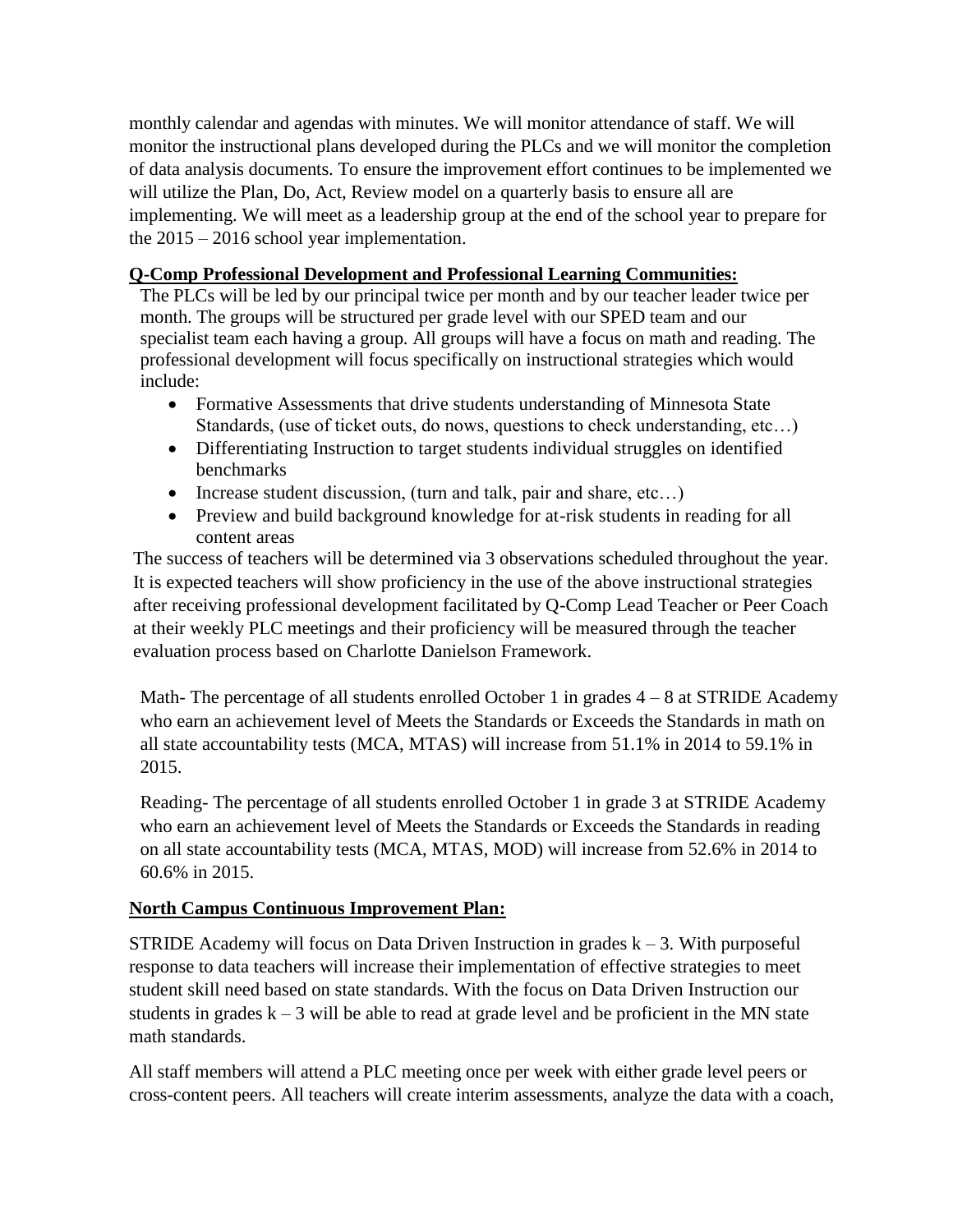monthly calendar and agendas with minutes. We will monitor attendance of staff. We will monitor the instructional plans developed during the PLCs and we will monitor the completion of data analysis documents. To ensure the improvement effort continues to be implemented we will utilize the Plan, Do, Act, Review model on a quarterly basis to ensure all are implementing. We will meet as a leadership group at the end of the school year to prepare for the 2015 – 2016 school year implementation.

**Q-Comp Professional Development and Professional Learning Communities:**

The PLCs will be led by our principal twice per month and by our teacher leader twice per month. The groups will be structured per grade level with our SPED team and our specialist team each having a group. All groups will have a focus on math and reading. The professional development will focus specifically on instructional strategies which would include:

- Formative Assessments that drive students understanding of Minnesota State Standards, (use of ticket outs, do nows, questions to check understanding, etc…)
- Differentiating Instruction to target students individual struggles on identified benchmarks
- Increase student discussion, (turn and talk, pair and share, etc…)
- Preview and build background knowledge for at-risk students in reading for all content areas

The success of teachers will be determined via 3 observations scheduled throughout the year. It is expected teachers will show proficiency in the use of the above instructional strategies after receiving professional development facilitated by Q-Comp Lead Teacher or Peer Coach at their weekly PLC meetings and their proficiency will be measured through the teacher evaluation process based on Charlotte Danielson Framework.

Math- The percentage of all students enrolled October 1 in grades 4 – 8 at STRIDE Academy who earn an achievement level of Meets the Standards or Exceeds the Standards in math on all state accountability tests (MCA, MTAS) will increase from 51.1% in 2014 to 59.1% in 2015.

Reading- The percentage of all students enrolled October 1 in grade 3 at STRIDE Academy who earn an achievement level of Meets the Standards or Exceeds the Standards in reading on all state accountability tests (MCA, MTAS, MOD) will increase from 52.6% in 2014 to 60.6% in 2015.

**North Campus Continuous Improvement Plan:**

STRIDE Academy will focus on Data Driven Instruction in grades k – 3. With purposeful response to data teachers will increase their implementation of effective strategies to meet student skill need based on state standards. With the focus on Data Driven Instruction our students in grades k – 3 will be able to read at grade level and be proficient in the MN state math standards.

All staff members will attend a PLC meeting once per week with either grade level peers or cross-content peers. All teachers will create interim assessments, analyze the data with a coach,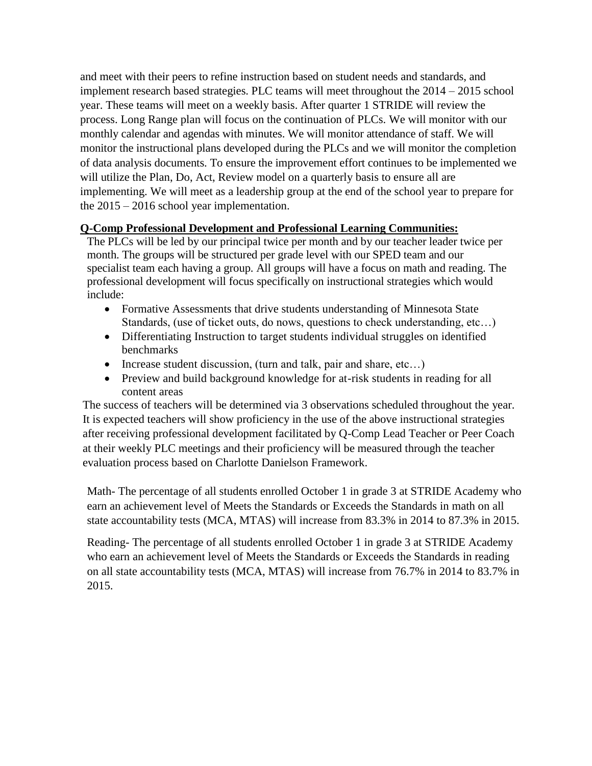and meet with their peers to refine instruction based on student needs and standards, and implement research based strategies. PLC teams will meet throughout the 2014 – 2015 school year. These teams will meet on a weekly basis. After quarter 1 STRIDE will review the process. Long Range plan will focus on the continuation of PLCs. We will monitor with our monthly calendar and agendas with minutes. We will monitor attendance of staff. We will monitor the instructional plans developed during the PLCs and we will monitor the completion of data analysis documents. To ensure the improvement effort continues to be implemented we will utilize the Plan, Do, Act, Review model on a quarterly basis to ensure all are implementing. We will meet as a leadership group at the end of the school year to prepare for the 2015 – 2016 school year implementation.

**Q-Comp Professional Development and Professional Learning Communities:**

The PLCs will be led by our principal twice per month and by our teacher leader twice per month. The groups will be structured per grade level with our SPED team and our specialist team each having a group. All groups will have a focus on math and reading. The professional development will focus specifically on instructional strategies which would include:

- Formative Assessments that drive students understanding of Minnesota State Standards, (use of ticket outs, do nows, questions to check understanding, etc…)
- Differentiating Instruction to target students individual struggles on identified benchmarks
- Increase student discussion, (turn and talk, pair and share, etc…)
- Preview and build background knowledge for at-risk students in reading for all content areas

The success of teachers will be determined via 3 observations scheduled throughout the year. It is expected teachers will show proficiency in the use of the above instructional strategies after receiving professional development facilitated by Q-Comp Lead Teacher or Peer Coach at their weekly PLC meetings and their proficiency will be measured through the teacher evaluation process based on Charlotte Danielson Framework.

Math- The percentage of all students enrolled October 1 in grade 3 at STRIDE Academy who earn an achievement level of Meets the Standards or Exceeds the Standards in math on all state accountability tests (MCA, MTAS) will increase from 83.3% in 2014 to 87.3% in 2015.

Reading- The percentage of all students enrolled October 1 in grade 3 at STRIDE Academy who earn an achievement level of Meets the Standards or Exceeds the Standards in reading on all state accountability tests (MCA, MTAS) will increase from 76.7% in 2014 to 83.7% in 2015.